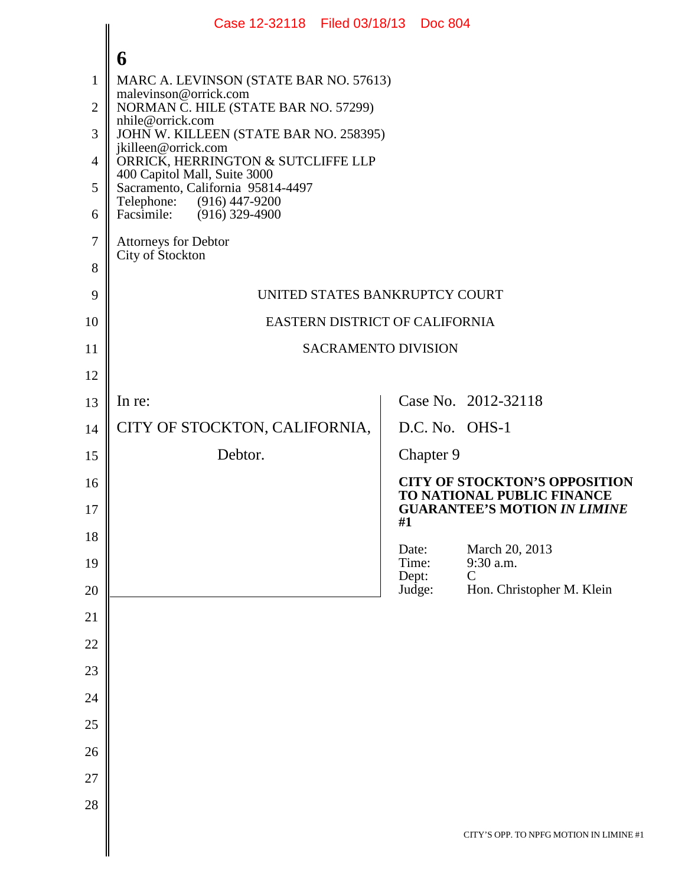MARC A. LEVINSON (STATE BAR NO. 57613)
malevinson@orrick.com
NORMAN C. HILE (STATE BAR NO. 57299)
nhile@orrick.com
JOHN W. KILLEEN (STATE BAR NO. 258395)
jkilleen@orrick.com
ORRICK, HERRINGTON & SUTCLIFFE LLP
400 Capitol Mall, Suite 3000
Sacramento, California 95814-4497
Telephone: (916) 447-9200
Facsimile: (916) 329-4900

Attorneys for Debtor
City of Stockton

UNITED STATES BANKRUPTCY COURT

EASTERN DISTRICT OF CALIFORNIA

SACRAMENTO DIVISION

| | |
|---|---|
| In re: | Case No. 2012-32118 |
| CITY OF STOCKTON, CALIFORNIA, | D.C. No. OHS-1 |
| Debtor. | Chapter 9 |
| | **CITY OF STOCKTON'S OPPOSITION TO NATIONAL PUBLIC FINANCE GUARANTEE'S MOTION *IN LIMINE* #1** |
| | Date: March 20, 2013<br>Time: 9:30 a.m.<br>Dept: C<br>Judge: Hon. Christopher M. Klein |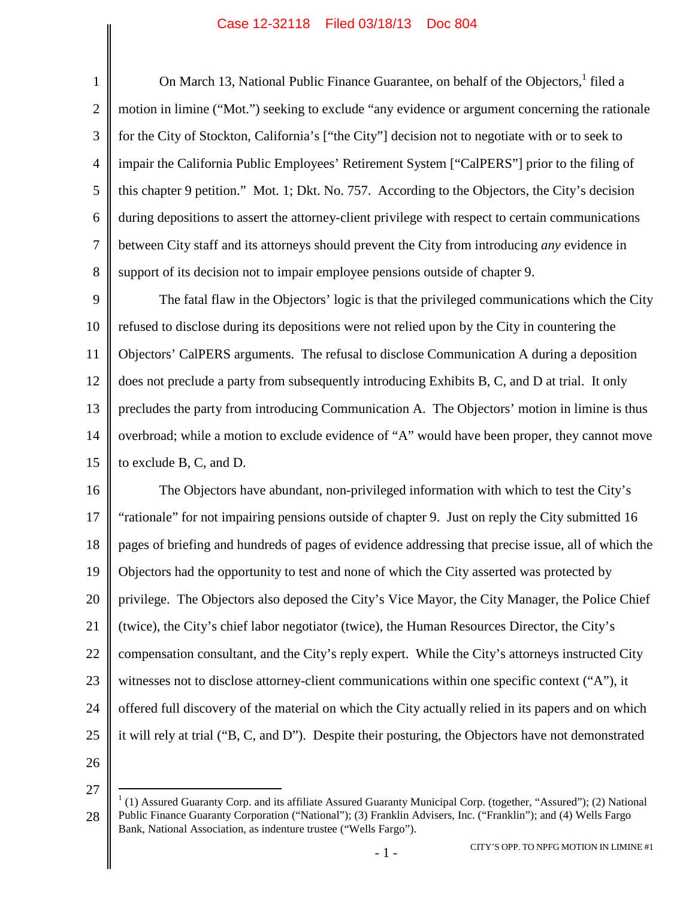On March 13, National Public Finance Guarantee, on behalf of the Objectors,[1] filed a motion in limine ("Mot.") seeking to exclude "any evidence or argument concerning the rationale for the City of Stockton, California's ["the City"] decision not to negotiate with or to seek to impair the California Public Employees' Retirement System ["CalPERS"] prior to the filing of this chapter 9 petition." Mot. 1; Dkt. No. 757. According to the Objectors, the City's decision during depositions to assert the attorney-client privilege with respect to certain communications between City staff and its attorneys should prevent the City from introducing *any* evidence in support of its decision not to impair employee pensions outside of chapter 9.

The fatal flaw in the Objectors' logic is that the privileged communications which the City refused to disclose during its depositions were not relied upon by the City in countering the Objectors' CalPERS arguments. The refusal to disclose Communication A during a deposition does not preclude a party from subsequently introducing Exhibits B, C, and D at trial. It only precludes the party from introducing Communication A. The Objectors' motion in limine is thus overbroad; while a motion to exclude evidence of "A" would have been proper, they cannot move to exclude B, C, and D.

The Objectors have abundant, non-privileged information with which to test the City's "rationale" for not impairing pensions outside of chapter 9. Just on reply the City submitted 16 pages of briefing and hundreds of pages of evidence addressing that precise issue, all of which the Objectors had the opportunity to test and none of which the City asserted was protected by privilege. The Objectors also deposed the City's Vice Mayor, the City Manager, the Police Chief (twice), the City's chief labor negotiator (twice), the Human Resources Director, the City's compensation consultant, and the City's reply expert. While the City's attorneys instructed City witnesses not to disclose attorney-client communications within one specific context ("A"), it offered full discovery of the material on which the City actually relied in its papers and on which it will rely at trial ("B, C, and D"). Despite their posturing, the Objectors have not demonstrated

[1] (1) Assured Guaranty Corp. and its affiliate Assured Guaranty Municipal Corp. (together, "Assured"); (2) National Public Finance Guaranty Corporation ("National"); (3) Franklin Advisers, Inc. ("Franklin"); and (4) Wells Fargo Bank, National Association, as indenture trustee ("Wells Fargo").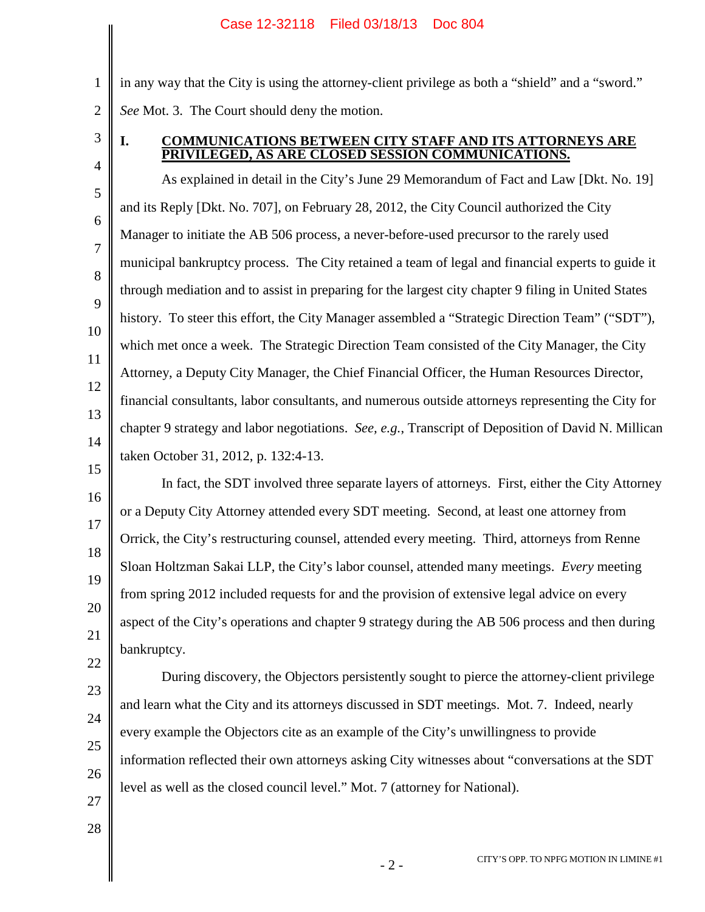in any way that the City is using the attorney-client privilege as both a "shield" and a "sword." *See* Mot. 3. The Court should deny the motion.

## I. COMMUNICATIONS BETWEEN CITY STAFF AND ITS ATTORNEYS ARE PRIVILEGED, AS ARE CLOSED SESSION COMMUNICATIONS.

As explained in detail in the City's June 29 Memorandum of Fact and Law [Dkt. No. 19] and its Reply [Dkt. No. 707], on February 28, 2012, the City Council authorized the City Manager to initiate the AB 506 process, a never-before-used precursor to the rarely used municipal bankruptcy process. The City retained a team of legal and financial experts to guide it through mediation and to assist in preparing for the largest city chapter 9 filing in United States history. To steer this effort, the City Manager assembled a "Strategic Direction Team" ("SDT"), which met once a week. The Strategic Direction Team consisted of the City Manager, the City Attorney, a Deputy City Manager, the Chief Financial Officer, the Human Resources Director, financial consultants, labor consultants, and numerous outside attorneys representing the City for chapter 9 strategy and labor negotiations. *See, e.g.*, Transcript of Deposition of David N. Millican taken October 31, 2012, p. 132:4-13.

In fact, the SDT involved three separate layers of attorneys. First, either the City Attorney or a Deputy City Attorney attended every SDT meeting. Second, at least one attorney from Orrick, the City's restructuring counsel, attended every meeting. Third, attorneys from Renne Sloan Holtzman Sakai LLP, the City's labor counsel, attended many meetings. *Every* meeting from spring 2012 included requests for and the provision of extensive legal advice on every aspect of the City's operations and chapter 9 strategy during the AB 506 process and then during bankruptcy.

During discovery, the Objectors persistently sought to pierce the attorney-client privilege and learn what the City and its attorneys discussed in SDT meetings. Mot. 7. Indeed, nearly every example the Objectors cite as an example of the City's unwillingness to provide information reflected their own attorneys asking City witnesses about "conversations at the SDT level as well as the closed council level." Mot. 7 (attorney for National).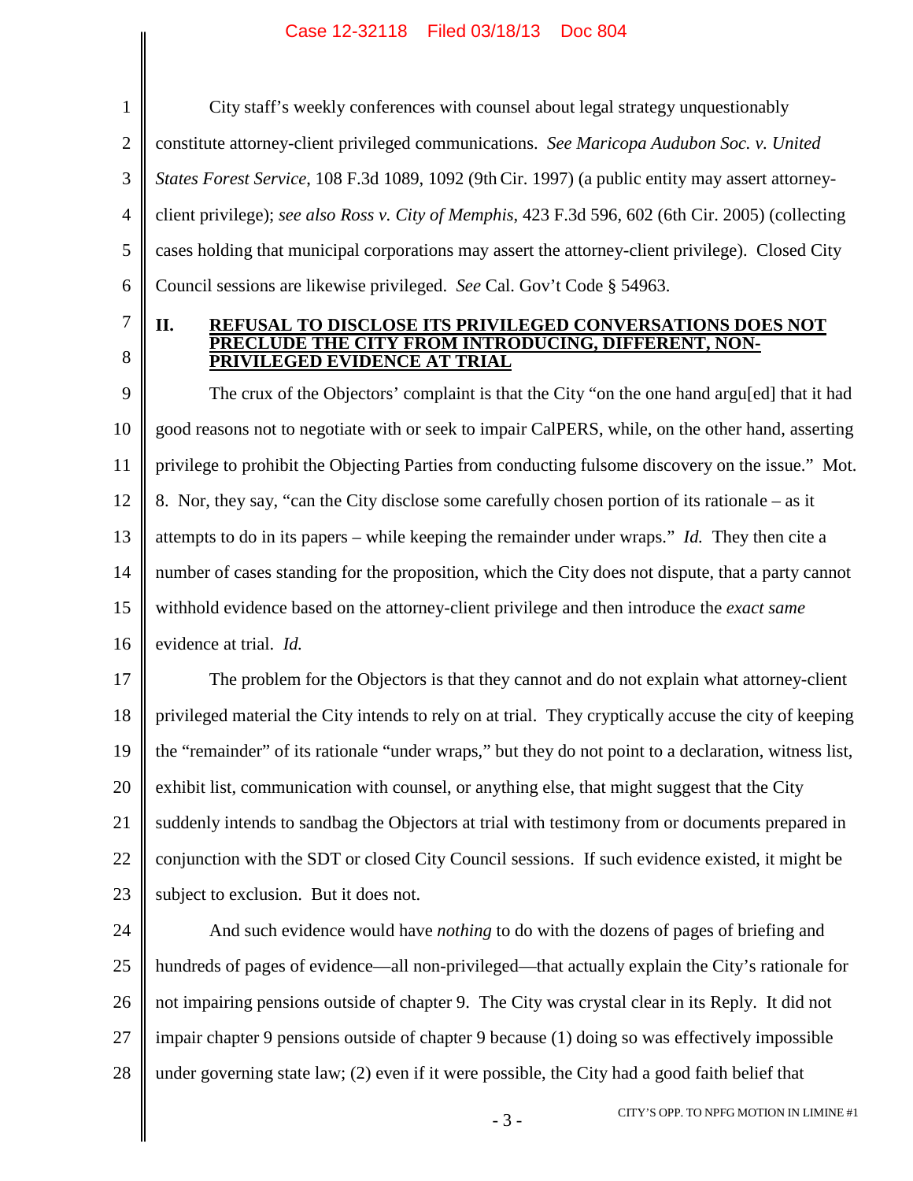City staff's weekly conferences with counsel about legal strategy unquestionably constitute attorney-client privileged communications. *See Maricopa Audubon Soc. v. United States Forest Service*, 108 F.3d 1089, 1092 (9th Cir. 1997) (a public entity may assert attorney-client privilege); *see also Ross v. City of Memphis*, 423 F.3d 596, 602 (6th Cir. 2005) (collecting cases holding that municipal corporations may assert the attorney-client privilege). Closed City Council sessions are likewise privileged. *See* Cal. Gov't Code § 54963.

## II. REFUSAL TO DISCLOSE ITS PRIVILEGED CONVERSATIONS DOES NOT PRECLUDE THE CITY FROM INTRODUCING, DIFFERENT, NON-PRIVILEGED EVIDENCE AT TRIAL

The crux of the Objectors' complaint is that the City "on the one hand argu[ed] that it had good reasons not to negotiate with or seek to impair CalPERS, while, on the other hand, asserting privilege to prohibit the Objecting Parties from conducting fulsome discovery on the issue." Mot. 8. Nor, they say, "can the City disclose some carefully chosen portion of its rationale – as it attempts to do in its papers – while keeping the remainder under wraps." *Id.* They then cite a number of cases standing for the proposition, which the City does not dispute, that a party cannot withhold evidence based on the attorney-client privilege and then introduce the *exact same* evidence at trial. *Id.*

The problem for the Objectors is that they cannot and do not explain what attorney-client privileged material the City intends to rely on at trial. They cryptically accuse the city of keeping the "remainder" of its rationale "under wraps," but they do not point to a declaration, witness list, exhibit list, communication with counsel, or anything else, that might suggest that the City suddenly intends to sandbag the Objectors at trial with testimony from or documents prepared in conjunction with the SDT or closed City Council sessions. If such evidence existed, it might be subject to exclusion. But it does not.

And such evidence would have *nothing* to do with the dozens of pages of briefing and hundreds of pages of evidence—all non-privileged—that actually explain the City's rationale for not impairing pensions outside of chapter 9. The City was crystal clear in its Reply. It did not impair chapter 9 pensions outside of chapter 9 because (1) doing so was effectively impossible under governing state law; (2) even if it were possible, the City had a good faith belief that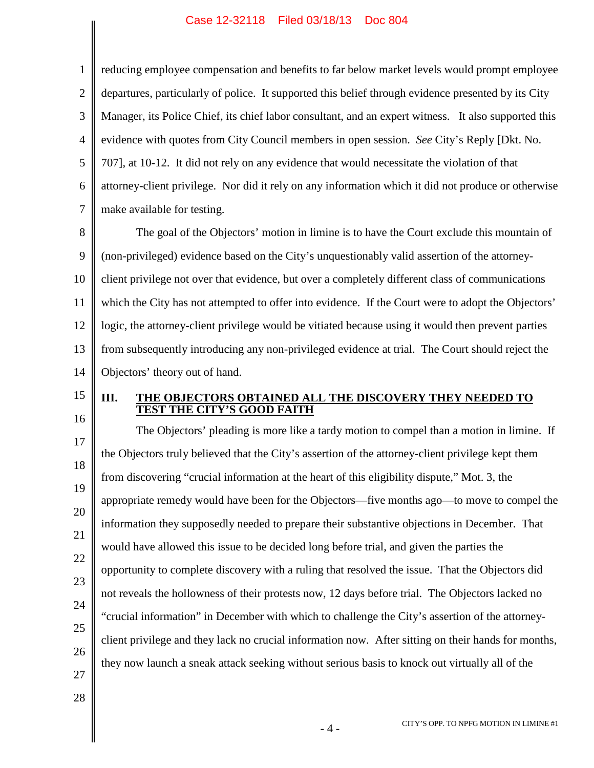reducing employee compensation and benefits to far below market levels would prompt employee departures, particularly of police. It supported this belief through evidence presented by its City Manager, its Police Chief, its chief labor consultant, and an expert witness. It also supported this evidence with quotes from City Council members in open session. *See* City's Reply [Dkt. No. 707], at 10-12. It did not rely on any evidence that would necessitate the violation of that attorney-client privilege. Nor did it rely on any information which it did not produce or otherwise make available for testing.

The goal of the Objectors' motion in limine is to have the Court exclude this mountain of (non-privileged) evidence based on the City's unquestionably valid assertion of the attorney-client privilege not over that evidence, but over a completely different class of communications which the City has not attempted to offer into evidence. If the Court were to adopt the Objectors' logic, the attorney-client privilege would be vitiated because using it would then prevent parties from subsequently introducing any non-privileged evidence at trial. The Court should reject the Objectors' theory out of hand.

## III. THE OBJECTORS OBTAINED ALL THE DISCOVERY THEY NEEDED TO TEST THE CITY'S GOOD FAITH

The Objectors' pleading is more like a tardy motion to compel than a motion in limine. If the Objectors truly believed that the City's assertion of the attorney-client privilege kept them from discovering "crucial information at the heart of this eligibility dispute," Mot. 3, the appropriate remedy would have been for the Objectors—five months ago—to move to compel the information they supposedly needed to prepare their substantive objections in December. That would have allowed this issue to be decided long before trial, and given the parties the opportunity to complete discovery with a ruling that resolved the issue. That the Objectors did not reveals the hollowness of their protests now, 12 days before trial. The Objectors lacked no "crucial information" in December with which to challenge the City's assertion of the attorney-client privilege and they lack no crucial information now. After sitting on their hands for months, they now launch a sneak attack seeking without serious basis to knock out virtually all of the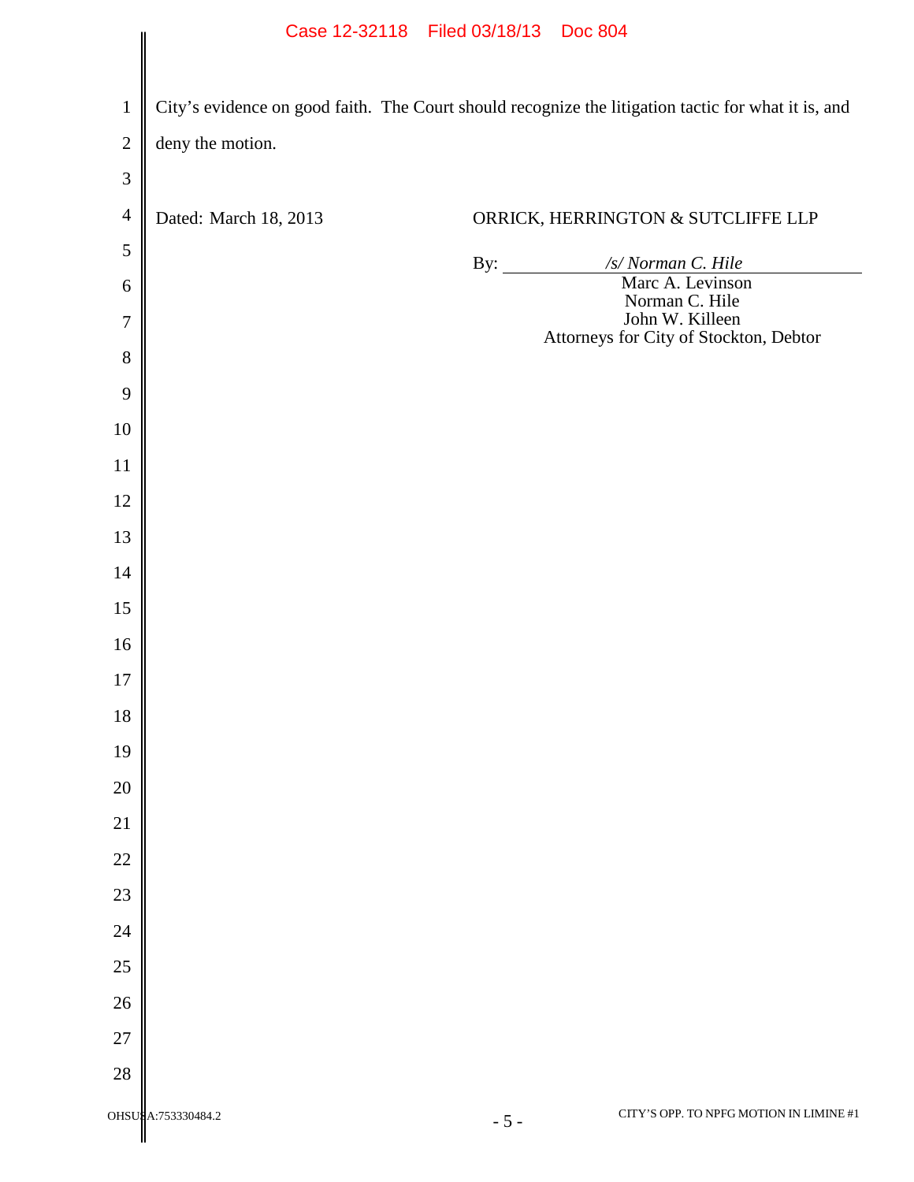City's evidence on good faith. The Court should recognize the litigation tactic for what it is, and deny the motion.

Dated: March 18, 2013

ORRICK, HERRINGTON & SUTCLIFFE LLP

By: */s/ Norman C. Hile*
Marc A. Levinson
Norman C. Hile
John W. Killeen
Attorneys for City of Stockton, Debtor